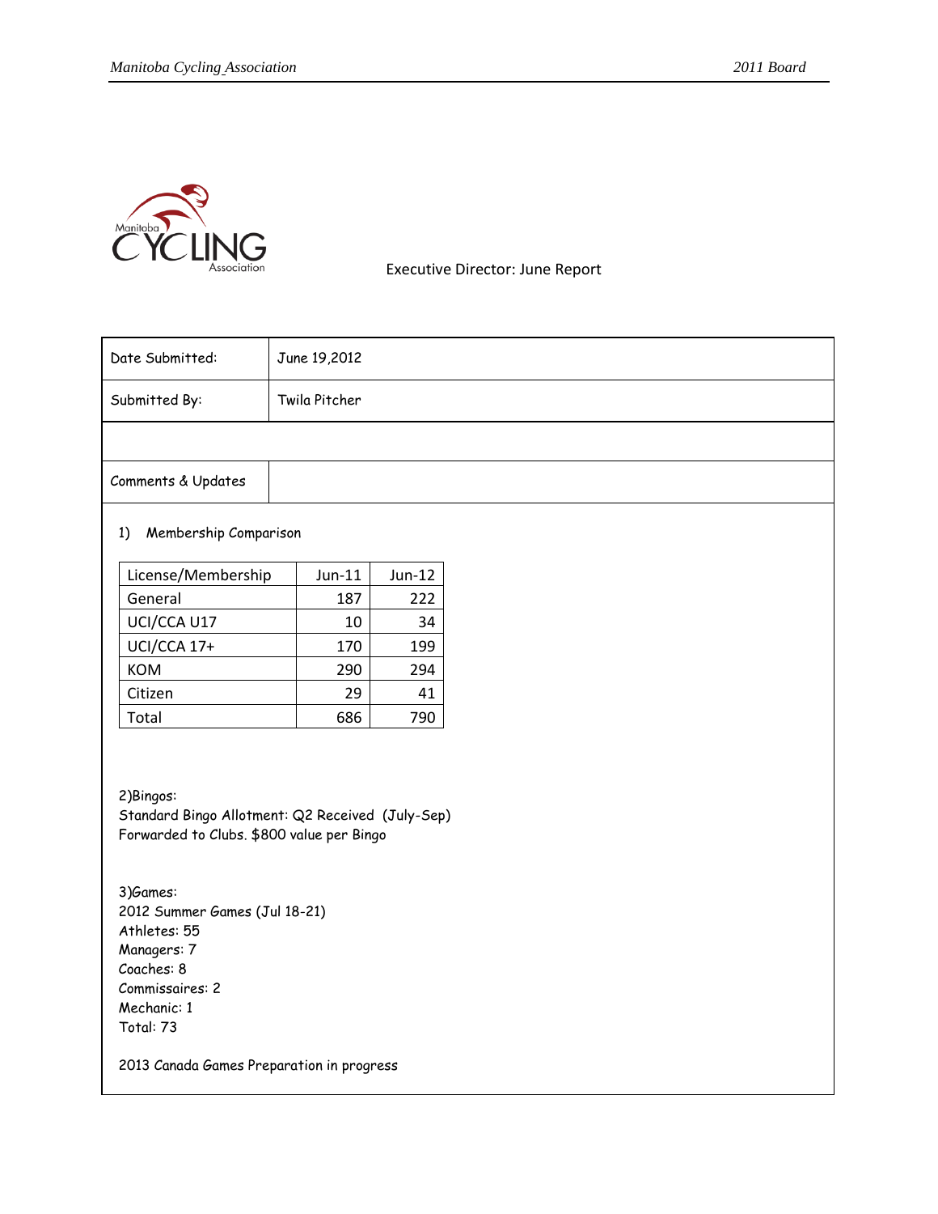Executive Director: June Report

| Date Submitted: | June 19,2012 |
| --- | --- |
| Submitted By: | Twila Pitcher |
| | |
| Comments & Updates | |

1) Membership Comparison

| License/Membership | Jun-11 | Jun-12 |
| --- | --- | --- |
| General | 187 | 222 |
| UCI/CCA U17 | 10 | 34 |
| UCI/CCA 17+ | 170 | 199 |
| KOM | 290 | 294 |
| Citizen | 29 | 41 |
| Total | 686 | 790 |

2)Bingos:
Standard Bingo Allotment: Q2 Received (July-Sep)
Forwarded to Clubs. $800 value per Bingo

3)Games:
2012 Summer Games (Jul 18-21)
Athletes: 55
Managers: 7
Coaches: 8
Commissaires: 2
Mechanic: 1
Total: 73

2013 Canada Games Preparation in progress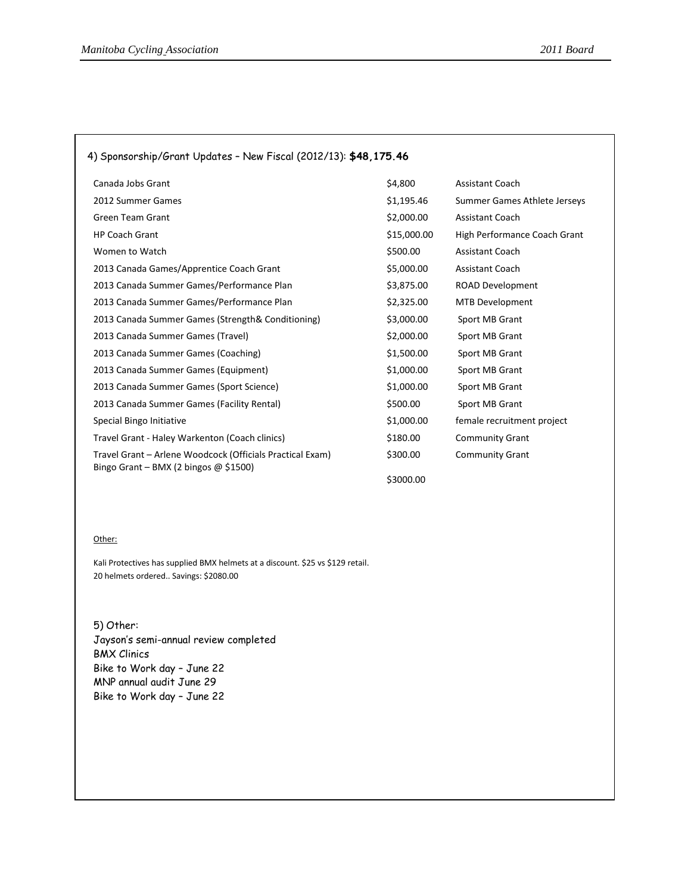4) Sponsorship/Grant Updates – New Fiscal (2012/13): **$48,175.46**

| | | |
|---|---|---|
| Canada Jobs Grant | $4,800 | Assistant Coach |
| 2012 Summer Games | $1,195.46 | Summer Games Athlete Jerseys |
| Green Team Grant | $2,000.00 | Assistant Coach |
| HP Coach Grant | $15,000.00 | High Performance Coach Grant |
| Women to Watch | $500.00 | Assistant Coach |
| 2013 Canada Games/Apprentice Coach Grant | $5,000.00 | Assistant Coach |
| 2013 Canada Summer Games/Performance Plan | $3,875.00 | ROAD Development |
| 2013 Canada Summer Games/Performance Plan | $2,325.00 | MTB Development |
| 2013 Canada Summer Games (Strength& Conditioning) | $3,000.00 | Sport MB Grant |
| 2013 Canada Summer Games (Travel) | $2,000.00 | Sport MB Grant |
| 2013 Canada Summer Games (Coaching) | $1,500.00 | Sport MB Grant |
| 2013 Canada Summer Games (Equipment) | $1,000.00 | Sport MB Grant |
| 2013 Canada Summer Games (Sport Science) | $1,000.00 | Sport MB Grant |
| 2013 Canada Summer Games (Facility Rental) | $500.00 | Sport MB Grant |
| Special Bingo Initiative | $1,000.00 | female recruitment project |
| Travel Grant - Haley Warkenton (Coach clinics) | $180.00 | Community Grant |
| Travel Grant – Arlene Woodcock (Officials Practical Exam) | $300.00 | Community Grant |
| Bingo Grant – BMX (2 bingos @ $1500) | $3000.00 | |

Other:

Kali Protectives has supplied BMX helmets at a discount. $25 vs $129 retail.
20 helmets ordered.. Savings: $2080.00

5) Other:
Jayson's semi-annual review completed
BMX Clinics
Bike to Work day – June 22
MNP annual audit June 29
Bike to Work day – June 22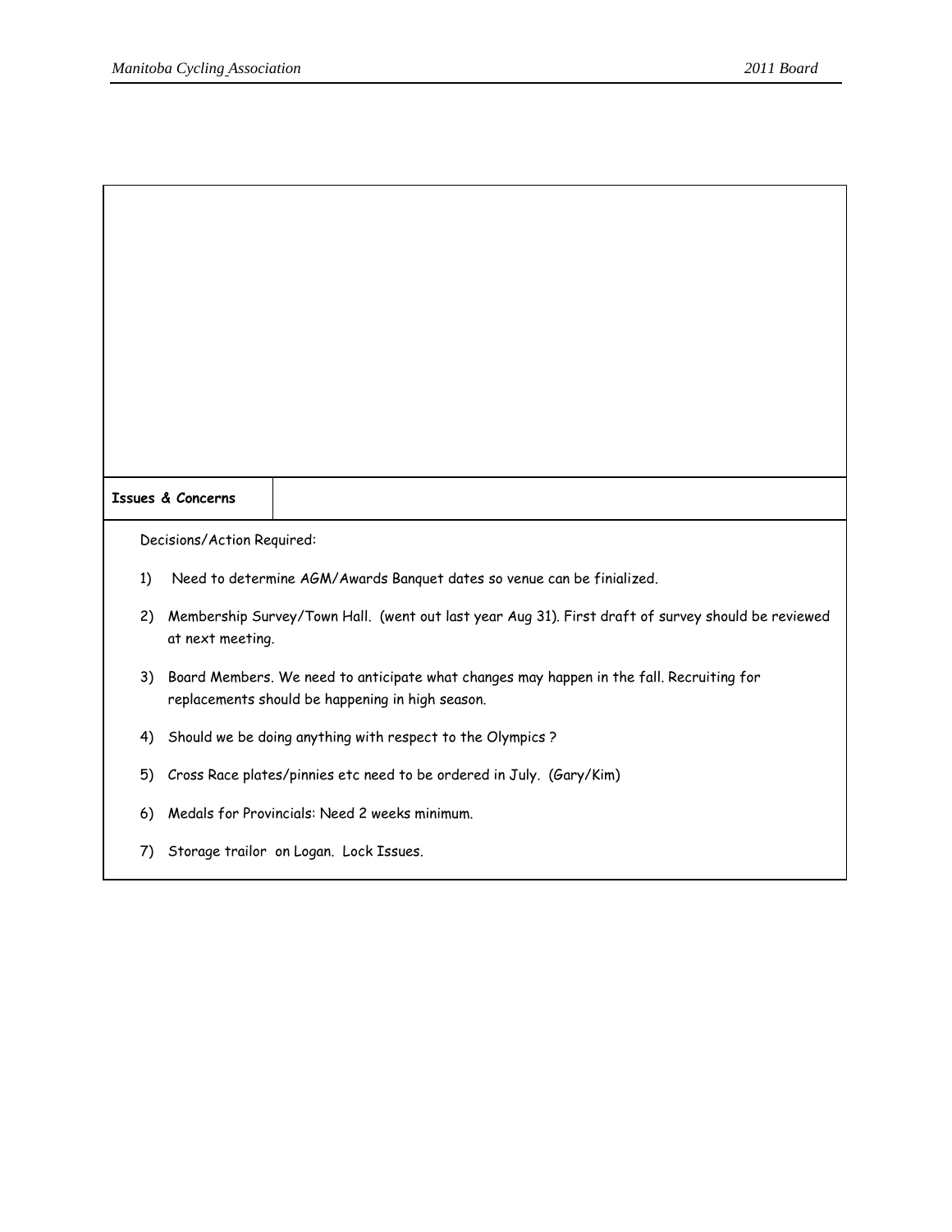| Issues & Concerns | |
|---|---|

Decisions/Action Required:

1) Need to determine AGM/Awards Banquet dates so venue can be finialized.
2) Membership Survey/Town Hall. (went out last year Aug 31). First draft of survey should be reviewed at next meeting.
3) Board Members. We need to anticipate what changes may happen in the fall. Recruiting for replacements should be happening in high season.
4) Should we be doing anything with respect to the Olympics ?
5) Cross Race plates/pinnies etc need to be ordered in July. (Gary/Kim)
6) Medals for Provincials: Need 2 weeks minimum.
7) Storage trailor on Logan. Lock Issues.